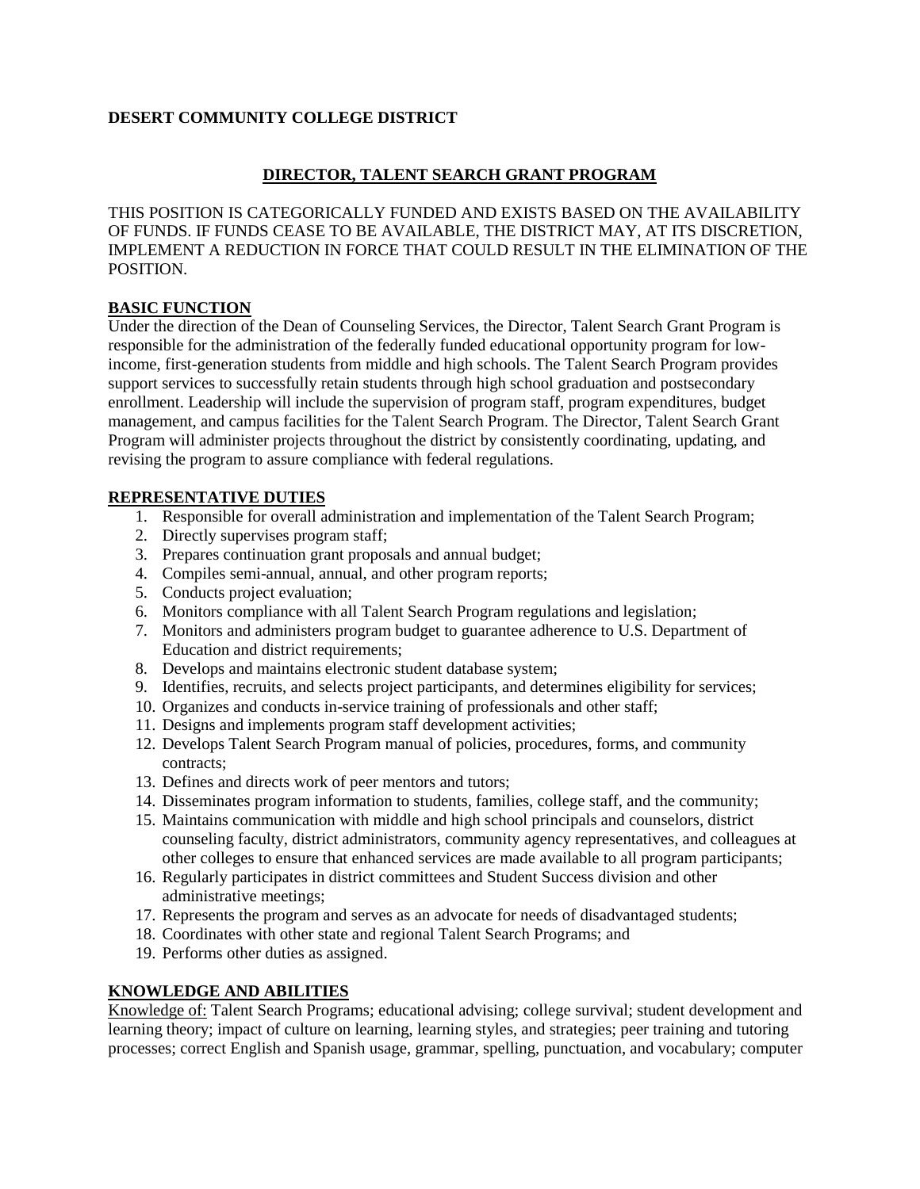**DESERT COMMUNITY COLLEGE DISTRICT**

# DIRECTOR, TALENT SEARCH GRANT PROGRAM

THIS POSITION IS CATEGORICALLY FUNDED AND EXISTS BASED ON THE AVAILABILITY OF FUNDS. IF FUNDS CEASE TO BE AVAILABLE, THE DISTRICT MAY, AT ITS DISCRETION, IMPLEMENT A REDUCTION IN FORCE THAT COULD RESULT IN THE ELIMINATION OF THE POSITION.

## BASIC FUNCTION

Under the direction of the Dean of Counseling Services, the Director, Talent Search Grant Program is responsible for the administration of the federally funded educational opportunity program for low-income, first-generation students from middle and high schools. The Talent Search Program provides support services to successfully retain students through high school graduation and postsecondary enrollment. Leadership will include the supervision of program staff, program expenditures, budget management, and campus facilities for the Talent Search Program. The Director, Talent Search Grant Program will administer projects throughout the district by consistently coordinating, updating, and revising the program to assure compliance with federal regulations.

## REPRESENTATIVE DUTIES

1. Responsible for overall administration and implementation of the Talent Search Program;
2. Directly supervises program staff;
3. Prepares continuation grant proposals and annual budget;
4. Compiles semi-annual, annual, and other program reports;
5. Conducts project evaluation;
6. Monitors compliance with all Talent Search Program regulations and legislation;
7. Monitors and administers program budget to guarantee adherence to U.S. Department of Education and district requirements;
8. Develops and maintains electronic student database system;
9. Identifies, recruits, and selects project participants, and determines eligibility for services;
10. Organizes and conducts in-service training of professionals and other staff;
11. Designs and implements program staff development activities;
12. Develops Talent Search Program manual of policies, procedures, forms, and community contracts;
13. Defines and directs work of peer mentors and tutors;
14. Disseminates program information to students, families, college staff, and the community;
15. Maintains communication with middle and high school principals and counselors, district counseling faculty, district administrators, community agency representatives, and colleagues at other colleges to ensure that enhanced services are made available to all program participants;
16. Regularly participates in district committees and Student Success division and other administrative meetings;
17. Represents the program and serves as an advocate for needs of disadvantaged students;
18. Coordinates with other state and regional Talent Search Programs; and
19. Performs other duties as assigned.

## KNOWLEDGE AND ABILITIES

Knowledge of: Talent Search Programs; educational advising; college survival; student development and learning theory; impact of culture on learning, learning styles, and strategies; peer training and tutoring processes; correct English and Spanish usage, grammar, spelling, punctuation, and vocabulary; computer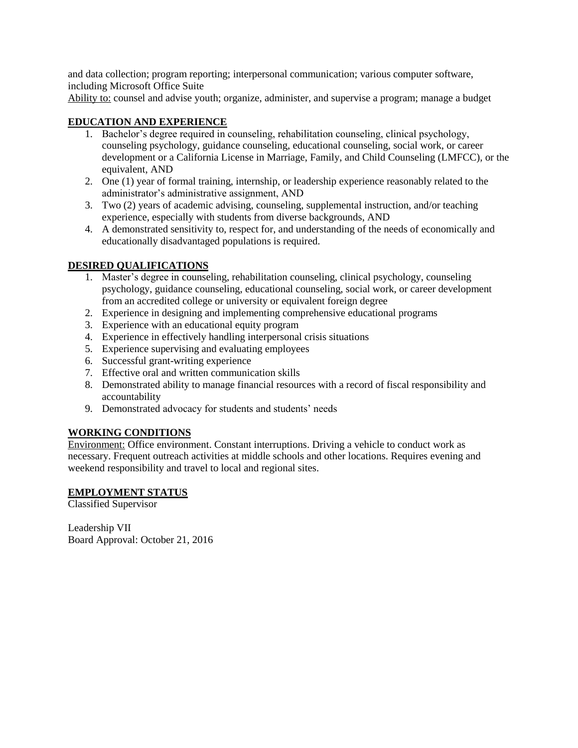and data collection; program reporting; interpersonal communication; various computer software, including Microsoft Office Suite

Ability to: counsel and advise youth; organize, administer, and supervise a program; manage a budget

## EDUCATION AND EXPERIENCE

1. Bachelor's degree required in counseling, rehabilitation counseling, clinical psychology, counseling psychology, guidance counseling, educational counseling, social work, or career development or a California License in Marriage, Family, and Child Counseling (LMFCC), or the equivalent, AND
2. One (1) year of formal training, internship, or leadership experience reasonably related to the administrator's administrative assignment, AND
3. Two (2) years of academic advising, counseling, supplemental instruction, and/or teaching experience, especially with students from diverse backgrounds, AND
4. A demonstrated sensitivity to, respect for, and understanding of the needs of economically and educationally disadvantaged populations is required.

## DESIRED QUALIFICATIONS

1. Master's degree in counseling, rehabilitation counseling, clinical psychology, counseling psychology, guidance counseling, educational counseling, social work, or career development from an accredited college or university or equivalent foreign degree
2. Experience in designing and implementing comprehensive educational programs
3. Experience with an educational equity program
4. Experience in effectively handling interpersonal crisis situations
5. Experience supervising and evaluating employees
6. Successful grant-writing experience
7. Effective oral and written communication skills
8. Demonstrated ability to manage financial resources with a record of fiscal responsibility and accountability
9. Demonstrated advocacy for students and students' needs

## WORKING CONDITIONS

Environment: Office environment. Constant interruptions. Driving a vehicle to conduct work as necessary. Frequent outreach activities at middle schools and other locations. Requires evening and weekend responsibility and travel to local and regional sites.

## EMPLOYMENT STATUS

Classified Supervisor

Leadership VII
Board Approval: October 21, 2016